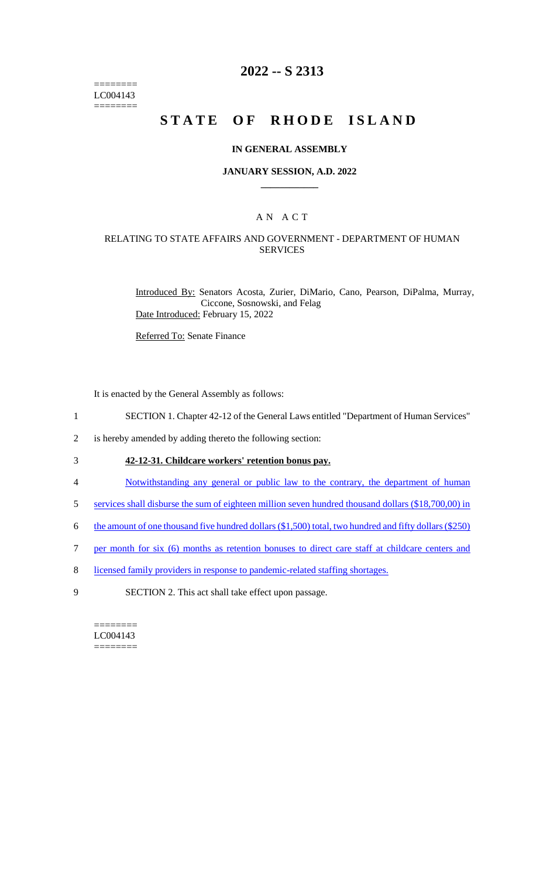========
LC004143
========

# 2022 -- S 2313

# STATE OF RHODE ISLAND

## IN GENERAL ASSEMBLY

### JANUARY SESSION, A.D. 2022

### A N A C T

### RELATING TO STATE AFFAIRS AND GOVERNMENT - DEPARTMENT OF HUMAN SERVICES

Introduced By: Senators Acosta, Zurier, DiMario, Cano, Pearson, DiPalma, Murray, Ciccone, Sosnowski, and Felag

Date Introduced: February 15, 2022

Referred To: Senate Finance

It is enacted by the General Assembly as follows:

1 SECTION 1. Chapter 42-12 of the General Laws entitled "Department of Human Services"
2 is hereby amended by adding thereto the following section:

3 **42-12-31. Childcare workers' retention bonus pay.**

4 Notwithstanding any general or public law to the contrary, the department of human
5 services shall disburse the sum of eighteen million seven hundred thousand dollars ($18,700,00) in
6 the amount of one thousand five hundred dollars ($1,500) total, two hundred and fifty dollars ($250)
7 per month for six (6) months as retention bonuses to direct care staff at childcare centers and
8 licensed family providers in response to pandemic-related staffing shortages.

9 SECTION 2. This act shall take effect upon passage.

========
LC004143
========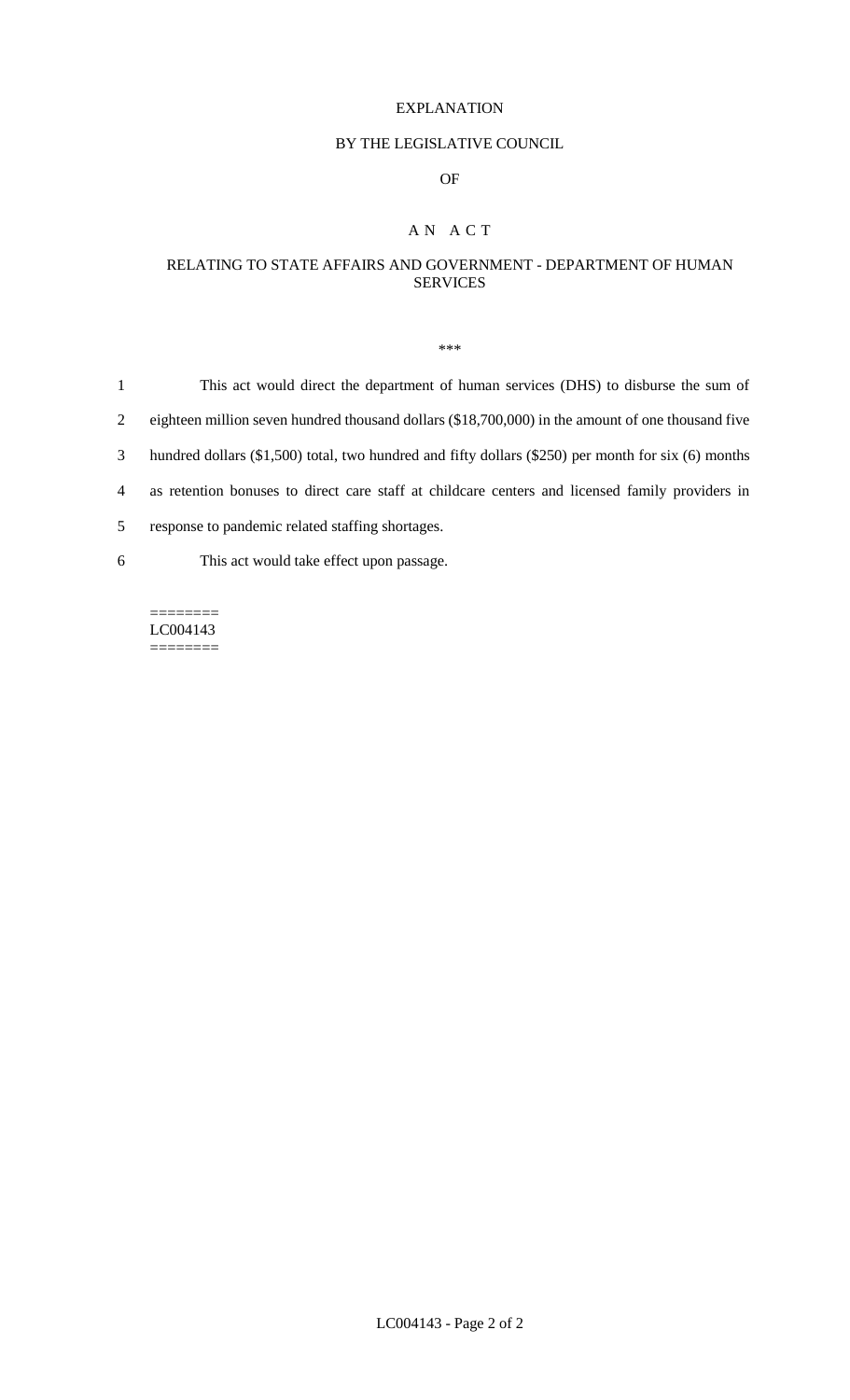EXPLANATION

BY THE LEGISLATIVE COUNCIL

OF

A N A C T

RELATING TO STATE AFFAIRS AND GOVERNMENT - DEPARTMENT OF HUMAN SERVICES

\*\*\*

1 This act would direct the department of human services (DHS) to disburse the sum of
2 eighteen million seven hundred thousand dollars ($18,700,000) in the amount of one thousand five
3 hundred dollars ($1,500) total, two hundred and fifty dollars ($250) per month for six (6) months
4 as retention bonuses to direct care staff at childcare centers and licensed family providers in
5 response to pandemic related staffing shortages.
6 This act would take effect upon passage.

========
LC004143
========